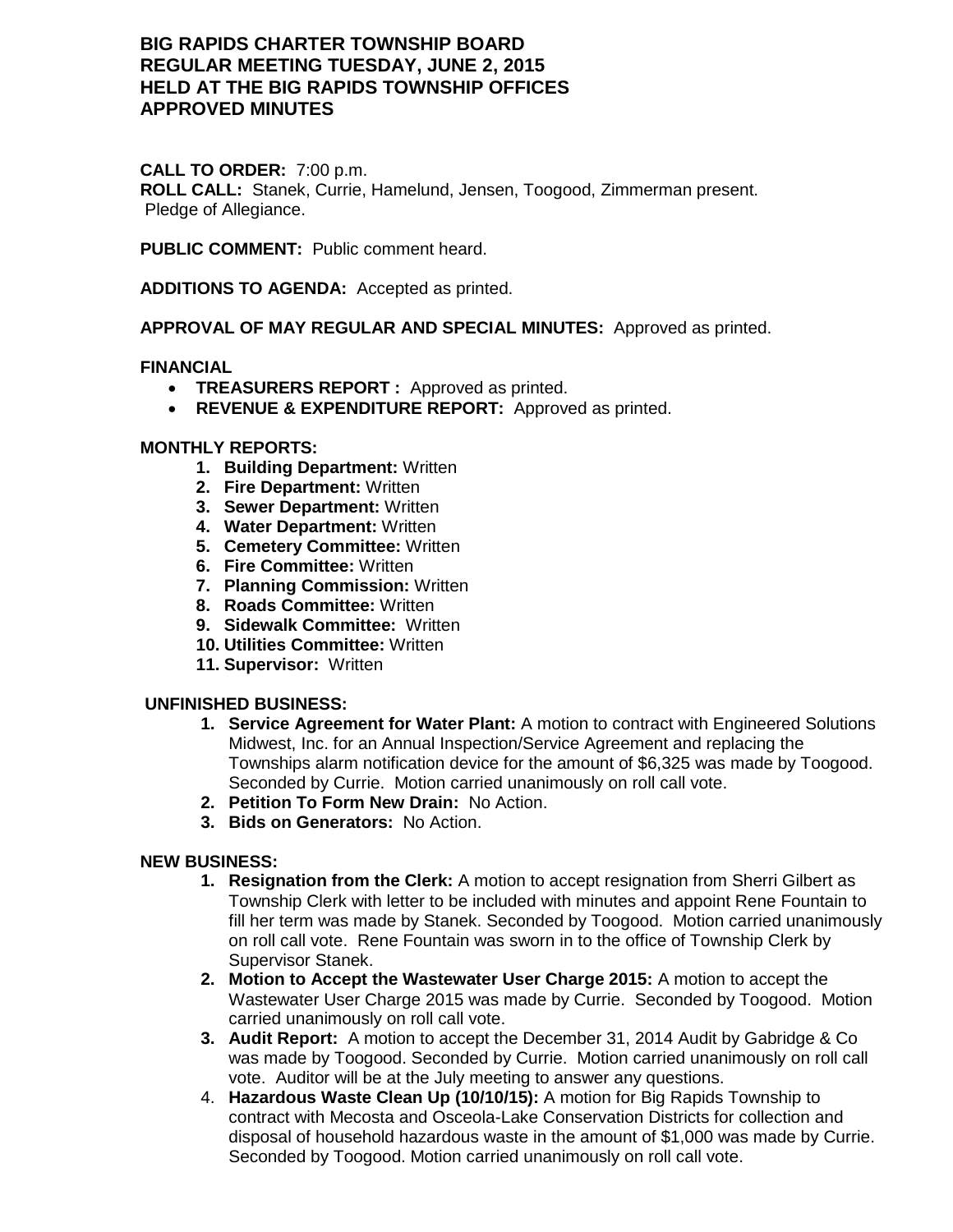# BIG RAPIDS CHARTER TOWNSHIP BOARD
# REGULAR MEETING TUESDAY, JUNE 2, 2015
# HELD AT THE BIG RAPIDS TOWNSHIP OFFICES
# APPROVED MINUTES

**CALL TO ORDER:** 7:00 p.m.
**ROLL CALL:** Stanek, Currie, Hamelund, Jensen, Toogood, Zimmerman present.
Pledge of Allegiance.

**PUBLIC COMMENT:** Public comment heard.

**ADDITIONS TO AGENDA:** Accepted as printed.

**APPROVAL OF MAY REGULAR AND SPECIAL MINUTES:** Approved as printed.

**FINANCIAL**

- **TREASURERS REPORT :** Approved as printed.
- **REVENUE & EXPENDITURE REPORT:** Approved as printed.

**MONTHLY REPORTS:**

1. **Building Department:** Written
2. **Fire Department:** Written
3. **Sewer Department:** Written
4. **Water Department:** Written
5. **Cemetery Committee:** Written
6. **Fire Committee:** Written
7. **Planning Commission:** Written
8. **Roads Committee:** Written
9. **Sidewalk Committee:** Written
10. **Utilities Committee:** Written
11. **Supervisor:** Written

**UNFINISHED BUSINESS:**

1. **Service Agreement for Water Plant:** A motion to contract with Engineered Solutions Midwest, Inc. for an Annual Inspection/Service Agreement and replacing the Townships alarm notification device for the amount of $6,325 was made by Toogood. Seconded by Currie. Motion carried unanimously on roll call vote.
2. **Petition To Form New Drain:** No Action.
3. **Bids on Generators:** No Action.

**NEW BUSINESS:**

1. **Resignation from the Clerk:** A motion to accept resignation from Sherri Gilbert as Township Clerk with letter to be included with minutes and appoint Rene Fountain to fill her term was made by Stanek. Seconded by Toogood. Motion carried unanimously on roll call vote. Rene Fountain was sworn in to the office of Township Clerk by Supervisor Stanek.
2. **Motion to Accept the Wastewater User Charge 2015:** A motion to accept the Wastewater User Charge 2015 was made by Currie. Seconded by Toogood. Motion carried unanimously on roll call vote.
3. **Audit Report:** A motion to accept the December 31, 2014 Audit by Gabridge & Co was made by Toogood. Seconded by Currie. Motion carried unanimously on roll call vote. Auditor will be at the July meeting to answer any questions.
4. **Hazardous Waste Clean Up (10/10/15):** A motion for Big Rapids Township to contract with Mecosta and Osceola-Lake Conservation Districts for collection and disposal of household hazardous waste in the amount of $1,000 was made by Currie. Seconded by Toogood. Motion carried unanimously on roll call vote.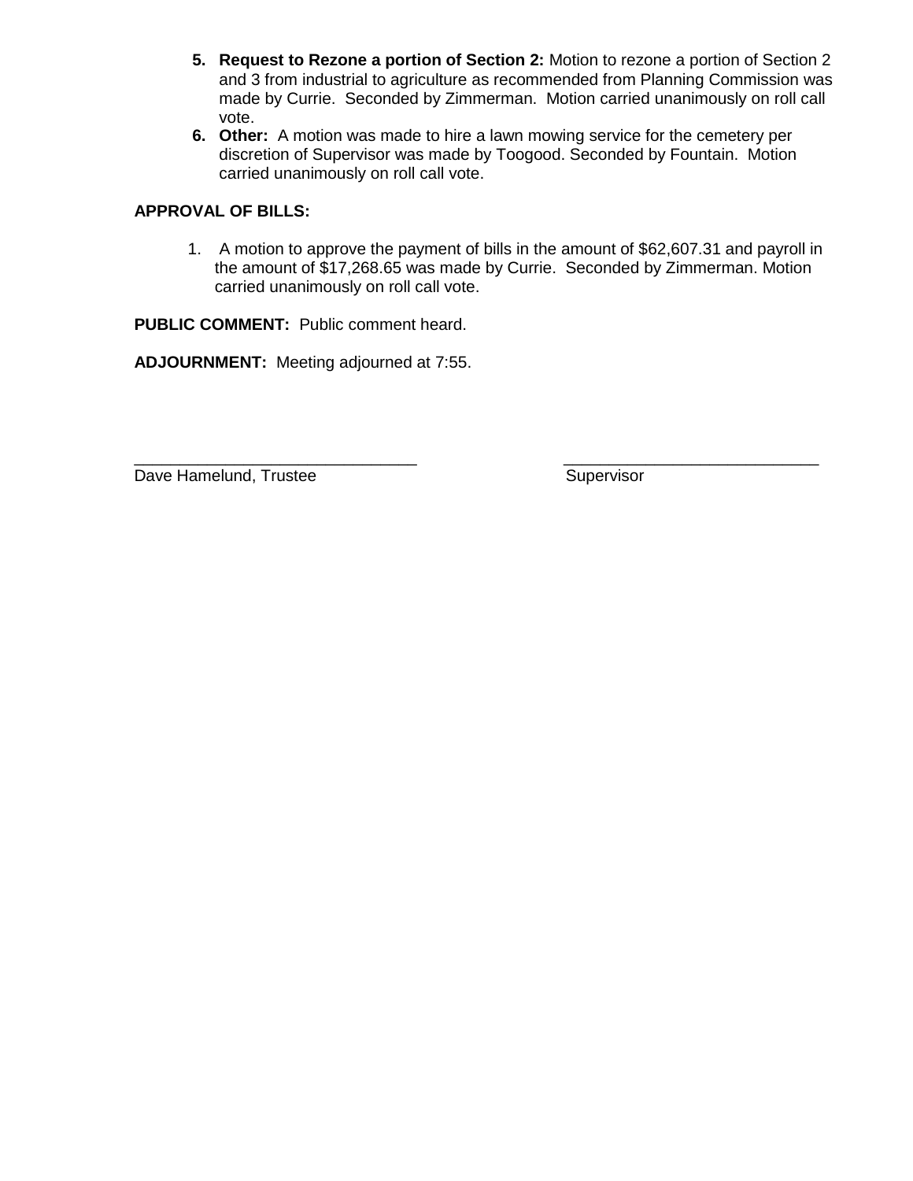5. **Request to Rezone a portion of Section 2:** Motion to rezone a portion of Section 2 and 3 from industrial to agriculture as recommended from Planning Commission was made by Currie. Seconded by Zimmerman. Motion carried unanimously on roll call vote.
6. **Other:** A motion was made to hire a lawn mowing service for the cemetery per discretion of Supervisor was made by Toogood. Seconded by Fountain. Motion carried unanimously on roll call vote.

**APPROVAL OF BILLS:**

1. A motion to approve the payment of bills in the amount of $62,607.31 and payroll in the amount of $17,268.65 was made by Currie. Seconded by Zimmerman. Motion carried unanimously on roll call vote.

**PUBLIC COMMENT:** Public comment heard.

**ADJOURNMENT:** Meeting adjourned at 7:55.

_______________________________ _____________________________

Dave Hamelund, Trustee Supervisor